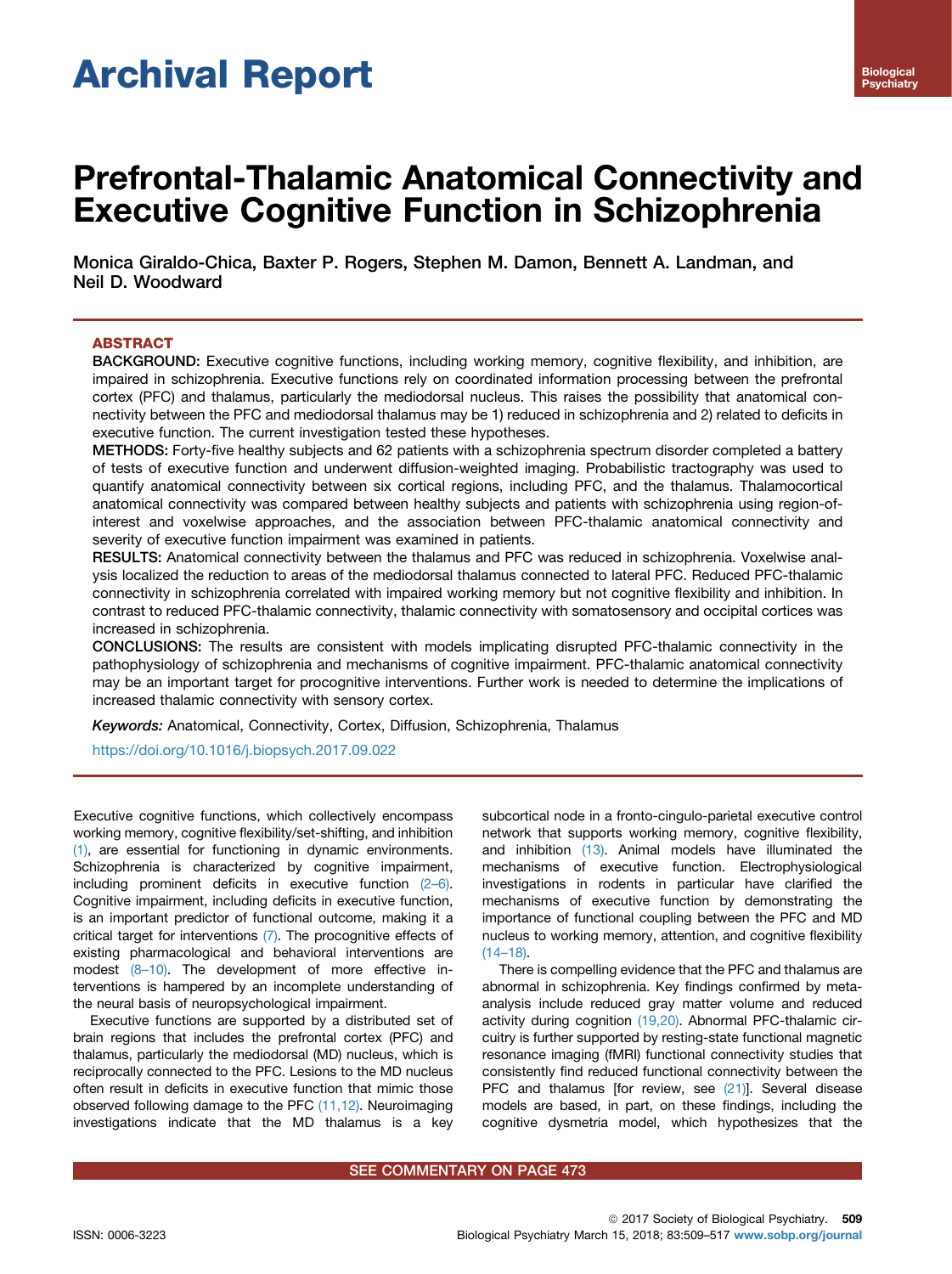# Archival Report

# Prefrontal-Thalamic Anatomical Connectivity and Executive Cognitive Function in Schizophrenia

Monica Giraldo-Chica, Baxter P. Rogers, Stephen M. Damon, Bennett A. Landman, and Neil D. Woodward

## ABSTRACT

**BACKGROUND:** Executive cognitive functions, including working memory, cognitive flexibility, and inhibition, are impaired in schizophrenia. Executive functions rely on coordinated information processing between the prefrontal cortex (PFC) and thalamus, particularly the mediodorsal nucleus. This raises the possibility that anatomical connectivity between the PFC and mediodorsal thalamus may be 1) reduced in schizophrenia and 2) related to deficits in executive function. The current investigation tested these hypotheses.

**METHODS:** Forty-five healthy subjects and 62 patients with a schizophrenia spectrum disorder completed a battery of tests of executive function and underwent diffusion-weighted imaging. Probabilistic tractography was used to quantify anatomical connectivity between six cortical regions, including PFC, and the thalamus. Thalamocortical anatomical connectivity was compared between healthy subjects and patients with schizophrenia using region-of-interest and voxelwise approaches, and the association between PFC-thalamic anatomical connectivity and severity of executive function impairment was examined in patients.

**RESULTS:** Anatomical connectivity between the thalamus and PFC was reduced in schizophrenia. Voxelwise analysis localized the reduction to areas of the mediodorsal thalamus connected to lateral PFC. Reduced PFC-thalamic connectivity in schizophrenia correlated with impaired working memory but not cognitive flexibility and inhibition. In contrast to reduced PFC-thalamic connectivity, thalamic connectivity with somatosensory and occipital cortices was increased in schizophrenia.

**CONCLUSIONS:** The results are consistent with models implicating disrupted PFC-thalamic connectivity in the pathophysiology of schizophrenia and mechanisms of cognitive impairment. PFC-thalamic anatomical connectivity may be an important target for procognitive interventions. Further work is needed to determine the implications of increased thalamic connectivity with sensory cortex.

*Keywords:* Anatomical, Connectivity, Cortex, Diffusion, Schizophrenia, Thalamus

https://doi.org/10.1016/j.biopsych.2017.09.022

Executive cognitive functions, which collectively encompass working memory, cognitive flexibility/set-shifting, and inhibition (1), are essential for functioning in dynamic environments. Schizophrenia is characterized by cognitive impairment, including prominent deficits in executive function (2–6). Cognitive impairment, including deficits in executive function, is an important predictor of functional outcome, making it a critical target for interventions (7). The procognitive effects of existing pharmacological and behavioral interventions are modest (8–10). The development of more effective interventions is hampered by an incomplete understanding of the neural basis of neuropsychological impairment.

Executive functions are supported by a distributed set of brain regions that includes the prefrontal cortex (PFC) and thalamus, particularly the mediodorsal (MD) nucleus, which is reciprocally connected to the PFC. Lesions to the MD nucleus often result in deficits in executive function that mimic those observed following damage to the PFC (11,12). Neuroimaging investigations indicate that the MD thalamus is a key subcortical node in a fronto-cingulo-parietal executive control network that supports working memory, cognitive flexibility, and inhibition (13). Animal models have illuminated the mechanisms of executive function. Electrophysiological investigations in rodents in particular have clarified the mechanisms of executive function by demonstrating the importance of functional coupling between the PFC and MD nucleus to working memory, attention, and cognitive flexibility (14–18).

There is compelling evidence that the PFC and thalamus are abnormal in schizophrenia. Key findings confirmed by meta-analysis include reduced gray matter volume and reduced activity during cognition (19,20). Abnormal PFC-thalamic circuitry is further supported by resting-state functional magnetic resonance imaging (fMRI) functional connectivity studies that consistently find reduced functional connectivity between the PFC and thalamus [for review, see (21)]. Several disease models are based, in part, on these findings, including the cognitive dysmetria model, which hypothesizes that the

SEE COMMENTARY ON PAGE 473

© 2017 Society of Biological Psychiatry.

ISSN: 0006-3223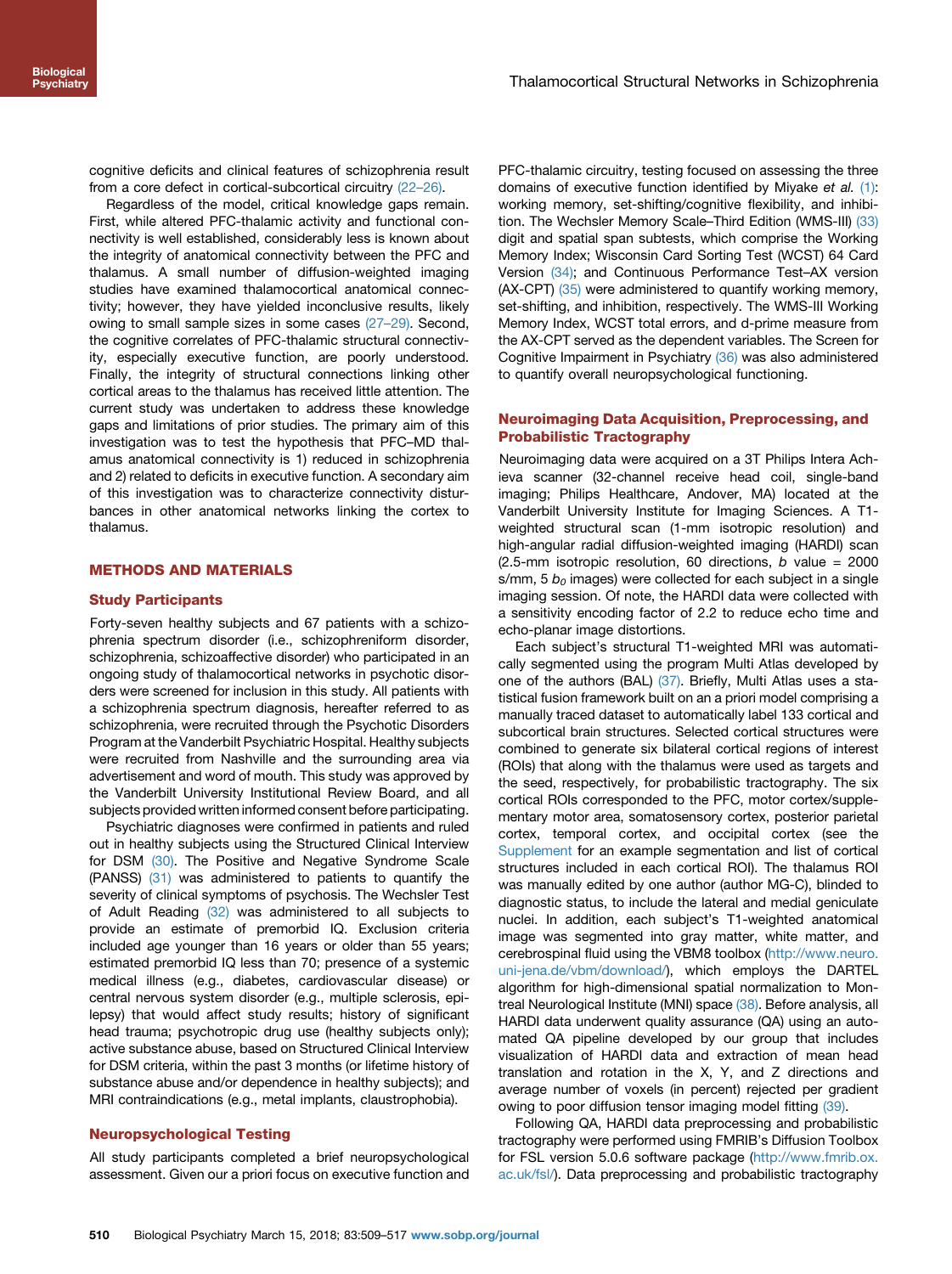cognitive deficits and clinical features of schizophrenia result from a core defect in cortical-subcortical circuitry (22–26).

Regardless of the model, critical knowledge gaps remain. First, while altered PFC-thalamic activity and functional connectivity is well established, considerably less is known about the integrity of anatomical connectivity between the PFC and thalamus. A small number of diffusion-weighted imaging studies have examined thalamocortical anatomical connectivity; however, they have yielded inconclusive results, likely owing to small sample sizes in some cases (27–29). Second, the cognitive correlates of PFC-thalamic structural connectivity, especially executive function, are poorly understood. Finally, the integrity of structural connections linking other cortical areas to the thalamus has received little attention. The current study was undertaken to address these knowledge gaps and limitations of prior studies. The primary aim of this investigation was to test the hypothesis that PFC–MD thalamus anatomical connectivity is 1) reduced in schizophrenia and 2) related to deficits in executive function. A secondary aim of this investigation was to characterize connectivity disturbances in other anatomical networks linking the cortex to thalamus.

## METHODS AND MATERIALS

### Study Participants

Forty-seven healthy subjects and 67 patients with a schizophrenia spectrum disorder (i.e., schizophreniform disorder, schizophrenia, schizoaffective disorder) who participated in an ongoing study of thalamocortical networks in psychotic disorders were screened for inclusion in this study. All patients with a schizophrenia spectrum diagnosis, hereafter referred to as schizophrenia, were recruited through the Psychotic Disorders Program at the Vanderbilt Psychiatric Hospital. Healthy subjects were recruited from Nashville and the surrounding area via advertisement and word of mouth. This study was approved by the Vanderbilt University Institutional Review Board, and all subjects provided written informed consent before participating.

Psychiatric diagnoses were confirmed in patients and ruled out in healthy subjects using the Structured Clinical Interview for DSM (30). The Positive and Negative Syndrome Scale (PANSS) (31) was administered to patients to quantify the severity of clinical symptoms of psychosis. The Wechsler Test of Adult Reading (32) was administered to all subjects to provide an estimate of premorbid IQ. Exclusion criteria included age younger than 16 years or older than 55 years; estimated premorbid IQ less than 70; presence of a systemic medical illness (e.g., diabetes, cardiovascular disease) or central nervous system disorder (e.g., multiple sclerosis, epilepsy) that would affect study results; history of significant head trauma; psychotropic drug use (healthy subjects only); active substance abuse, based on Structured Clinical Interview for DSM criteria, within the past 3 months (or lifetime history of substance abuse and/or dependence in healthy subjects); and MRI contraindications (e.g., metal implants, claustrophobia).

### Neuropsychological Testing

All study participants completed a brief neuropsychological assessment. Given our a priori focus on executive function and PFC-thalamic circuitry, testing focused on assessing the three domains of executive function identified by Miyake *et al.* (1): working memory, set-shifting/cognitive flexibility, and inhibition. The Wechsler Memory Scale–Third Edition (WMS-III) (33) digit and spatial span subtests, which comprise the Working Memory Index; Wisconsin Card Sorting Test (WCST) 64 Card Version (34); and Continuous Performance Test–AX version (AX-CPT) (35) were administered to quantify working memory, set-shifting, and inhibition, respectively. The WMS-III Working Memory Index, WCST total errors, and d-prime measure from the AX-CPT served as the dependent variables. The Screen for Cognitive Impairment in Psychiatry (36) was also administered to quantify overall neuropsychological functioning.

### Neuroimaging Data Acquisition, Preprocessing, and Probabilistic Tractography

Neuroimaging data were acquired on a 3T Philips Intera Achieva scanner (32-channel receive head coil, single-band imaging; Philips Healthcare, Andover, MA) located at the Vanderbilt University Institute for Imaging Sciences. A T1-weighted structural scan (1-mm isotropic resolution) and high-angular radial diffusion-weighted imaging (HARDI) scan (2.5-mm isotropic resolution, 60 directions, $b$ value = 2000 s/mm, 5 $b_0$ images) were collected for each subject in a single imaging session. Of note, the HARDI data were collected with a sensitivity encoding factor of 2.2 to reduce echo time and echo-planar image distortions.

Each subject's structural T1-weighted MRI was automatically segmented using the program Multi Atlas developed by one of the authors (BAL) (37). Briefly, Multi Atlas uses a statistical fusion framework built on an a priori model comprising a manually traced dataset to automatically label 133 cortical and subcortical brain structures. Selected cortical structures were combined to generate six bilateral cortical regions of interest (ROIs) that along with the thalamus were used as targets and the seed, respectively, for probabilistic tractography. The six cortical ROIs corresponded to the PFC, motor cortex/supplementary motor area, somatosensory cortex, posterior parietal cortex, temporal cortex, and occipital cortex (see the Supplement for an example segmentation and list of cortical structures included in each cortical ROI). The thalamus ROI was manually edited by one author (author MG-C), blinded to diagnostic status, to include the lateral and medial geniculate nuclei. In addition, each subject's T1-weighted anatomical image was segmented into gray matter, white matter, and cerebrospinal fluid using the VBM8 toolbox (http://www.neuro.uni-jena.de/vbm/download/), which employs the DARTEL algorithm for high-dimensional spatial normalization to Montreal Neurological Institute (MNI) space (38). Before analysis, all HARDI data underwent quality assurance (QA) using an automated QA pipeline developed by our group that includes visualization of HARDI data and extraction of mean head translation and rotation in the X, Y, and Z directions and average number of voxels (in percent) rejected per gradient owing to poor diffusion tensor imaging model fitting (39).

Following QA, HARDI data preprocessing and probabilistic tractography were performed using FMRIB's Diffusion Toolbox for FSL version 5.0.6 software package (http://www.fmrib.ox.ac.uk/fsl/). Data preprocessing and probabilistic tractography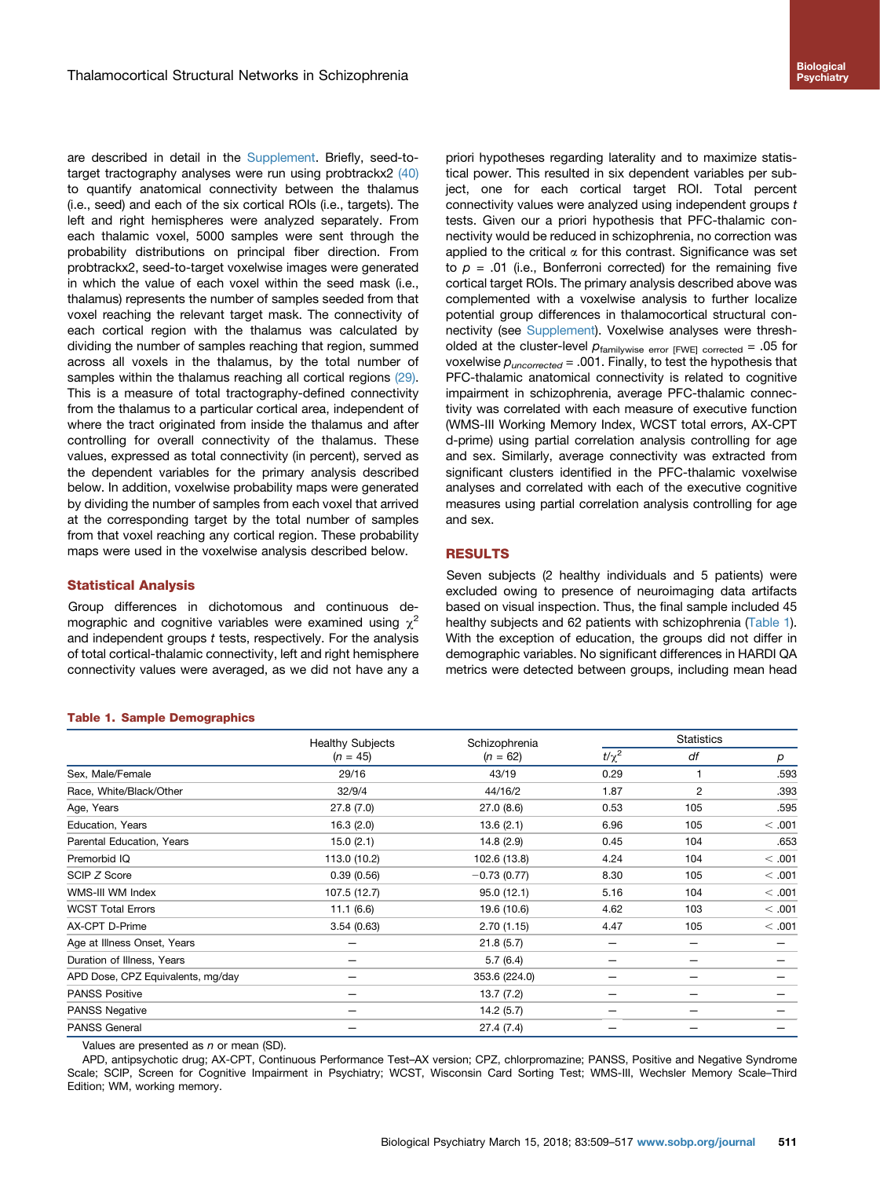are described in detail in the Supplement. Briefly, seed-to-target tractography analyses were run using probtrackx2 (40) to quantify anatomical connectivity between the thalamus (i.e., seed) and each of the six cortical ROIs (i.e., targets). The left and right hemispheres were analyzed separately. From each thalamic voxel, 5000 samples were sent through the probability distributions on principal fiber direction. From probtrackx2, seed-to-target voxelwise images were generated in which the value of each voxel within the seed mask (i.e., thalamus) represents the number of samples seeded from that voxel reaching the relevant target mask. The connectivity of each cortical region with the thalamus was calculated by dividing the number of samples reaching that region, summed across all voxels in the thalamus, by the total number of samples within the thalamus reaching all cortical regions (29). This is a measure of total tractography-defined connectivity from the thalamus to a particular cortical area, independent of where the tract originated from inside the thalamus and after controlling for overall connectivity of the thalamus. These values, expressed as total connectivity (in percent), served as the dependent variables for the primary analysis described below. In addition, voxelwise probability maps were generated by dividing the number of samples from each voxel that arrived at the corresponding target by the total number of samples from that voxel reaching any cortical region. These probability maps were used in the voxelwise analysis described below.

## Statistical Analysis

Group differences in dichotomous and continuous demographic and cognitive variables were examined using $\chi^2$ and independent groups $t$ tests, respectively. For the analysis of total cortical-thalamic connectivity, left and right hemisphere connectivity values were averaged, as we did not have any a priori hypotheses regarding laterality and to maximize statistical power. This resulted in six dependent variables per subject, one for each cortical target ROI. Total percent connectivity values were analyzed using independent groups $t$ tests. Given our a priori hypothesis that PFC-thalamic connectivity would be reduced in schizophrenia, no correction was applied to the critical $\alpha$ for this contrast. Significance was set to $p$ = .01 (i.e., Bonferroni corrected) for the remaining five cortical target ROIs. The primary analysis described above was complemented with a voxelwise analysis to further localize potential group differences in thalamocortical structural connectivity (see Supplement). Voxelwise analyses were thresholded at the cluster-level $p_{\text{familywise error [FWE] corrected}}$ = .05 for voxelwise $p_{uncorrected}$ = .001. Finally, to test the hypothesis that PFC-thalamic anatomical connectivity is related to cognitive impairment in schizophrenia, average PFC-thalamic connectivity was correlated with each measure of executive function (WMS-III Working Memory Index, WCST total errors, AX-CPT d-prime) using partial correlation analysis controlling for age and sex. Similarly, average connectivity was extracted from significant clusters identified in the PFC-thalamic voxelwise analyses and correlated with each of the executive cognitive measures using partial correlation analysis controlling for age and sex.

## RESULTS

Seven subjects (2 healthy individuals and 5 patients) were excluded owing to presence of neuroimaging data artifacts based on visual inspection. Thus, the final sample included 45 healthy subjects and 62 patients with schizophrenia (Table 1). With the exception of education, the groups did not differ in demographic variables. No significant differences in HARDI QA metrics were detected between groups, including mean head

**Table 1. Sample Demographics**

| | Healthy Subjects ($n$ = 45) | Schizophrenia ($n$ = 62) | Statistics | | |
|---|---|---|---|---|---|
| | | | $t/\chi^2$ | $df$ | $p$ |
| Sex, Male/Female | 29/16 | 43/19 | 0.29 | 1 | .593 |
| Race, White/Black/Other | 32/9/4 | 44/16/2 | 1.87 | 2 | .393 |
| Age, Years | 27.8 (7.0) | 27.0 (8.6) | 0.53 | 105 | .595 |
| Education, Years | 16.3 (2.0) | 13.6 (2.1) | 6.96 | 105 | < .001 |
| Parental Education, Years | 15.0 (2.1) | 14.8 (2.9) | 0.45 | 104 | .653 |
| Premorbid IQ | 113.0 (10.2) | 102.6 (13.8) | 4.24 | 104 | < .001 |
| SCIP Z Score | 0.39 (0.56) | −0.73 (0.77) | 8.30 | 105 | < .001 |
| WMS-III WM Index | 107.5 (12.7) | 95.0 (12.1) | 5.16 | 104 | < .001 |
| WCST Total Errors | 11.1 (6.6) | 19.6 (10.6) | 4.62 | 103 | < .001 |
| AX-CPT D-Prime | 3.54 (0.63) | 2.70 (1.15) | 4.47 | 105 | < .001 |
| Age at Illness Onset, Years | — | 21.8 (5.7) | — | — | — |
| Duration of Illness, Years | — | 5.7 (6.4) | — | — | — |
| APD Dose, CPZ Equivalents, mg/day | — | 353.6 (224.0) | — | — | — |
| PANSS Positive | — | 13.7 (7.2) | — | — | — |
| PANSS Negative | — | 14.2 (5.7) | — | — | — |
| PANSS General | — | 27.4 (7.4) | — | — | — |

Values are presented as $n$ or mean (SD).

APD, antipsychotic drug; AX-CPT, Continuous Performance Test–AX version; CPZ, chlorpromazine; PANSS, Positive and Negative Syndrome Scale; SCIP, Screen for Cognitive Impairment in Psychiatry; WCST, Wisconsin Card Sorting Test; WMS-III, Wechsler Memory Scale–Third Edition; WM, working memory.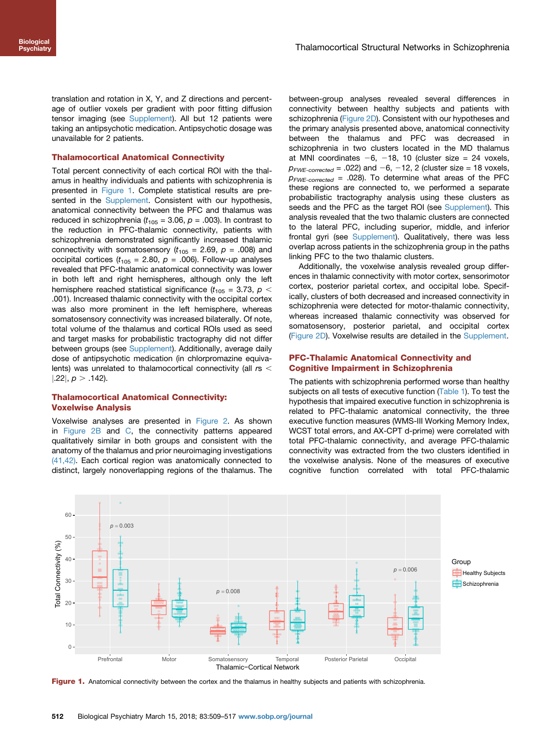translation and rotation in X, Y, and Z directions and percentage of outlier voxels per gradient with poor fitting diffusion tensor imaging (see Supplement). All but 12 patients were taking an antipsychotic medication. Antipsychotic dosage was unavailable for 2 patients.

## Thalamocortical Anatomical Connectivity

Total percent connectivity of each cortical ROI with the thalamus in healthy individuals and patients with schizophrenia is presented in Figure 1. Complete statistical results are presented in the Supplement. Consistent with our hypothesis, anatomical connectivity between the PFC and thalamus was reduced in schizophrenia ($t_{105}$ = 3.06, $p$ = .003). In contrast to the reduction in PFC-thalamic connectivity, patients with schizophrenia demonstrated significantly increased thalamic connectivity with somatosensory ($t_{105}$ = 2.69, $p$ = .008) and occipital cortices ($t_{105}$ = 2.80, $p$ = .006). Follow-up analyses revealed that PFC-thalamic anatomical connectivity was lower in both left and right hemispheres, although only the left hemisphere reached statistical significance ($t_{105}$ = 3.73, $p <$ .001). Increased thalamic connectivity with the occipital cortex was also more prominent in the left hemisphere, whereas somatosensory connectivity was increased bilaterally. Of note, total volume of the thalamus and cortical ROIs used as seed and target masks for probabilistic tractography did not differ between groups (see Supplement). Additionally, average daily dose of antipsychotic medication (in chlorpromazine equivalents) was unrelated to thalamocortical connectivity (all $rs <$ |.22|, $p >$ .142).

## Thalamocortical Anatomical Connectivity: Voxelwise Analysis

Voxelwise analyses are presented in Figure 2. As shown in Figure 2B and C, the connectivity patterns appeared qualitatively similar in both groups and consistent with the anatomy of the thalamus and prior neuroimaging investigations (41,42). Each cortical region was anatomically connected to distinct, largely nonoverlapping regions of the thalamus. The between-group analyses revealed several differences in connectivity between healthy subjects and patients with schizophrenia (Figure 2D). Consistent with our hypotheses and the primary analysis presented above, anatomical connectivity between the thalamus and PFC was decreased in schizophrenia in two clusters located in the MD thalamus at MNI coordinates −6, −18, 10 (cluster size = 24 voxels, $p_{FWE\text{-}corrected}$ = .022) and −6, −12, 2 (cluster size = 18 voxels, $p_{FWE\text{-}corrected}$ = .028). To determine what areas of the PFC these regions are connected to, we performed a separate probabilistic tractography analysis using these clusters as seeds and the PFC as the target ROI (see Supplement). This analysis revealed that the two thalamic clusters are connected to the lateral PFC, including superior, middle, and inferior frontal gyri (see Supplement). Qualitatively, there was less overlap across patients in the schizophrenia group in the paths linking PFC to the two thalamic clusters.

Additionally, the voxelwise analysis revealed group differences in thalamic connectivity with motor cortex, sensorimotor cortex, posterior parietal cortex, and occipital lobe. Specifically, clusters of both decreased and increased connectivity in schizophrenia were detected for motor-thalamic connectivity, whereas increased thalamic connectivity was observed for somatosensory, posterior parietal, and occipital cortex (Figure 2D). Voxelwise results are detailed in the Supplement.

## PFC-Thalamic Anatomical Connectivity and Cognitive Impairment in Schizophrenia

The patients with schizophrenia performed worse than healthy subjects on all tests of executive function (Table 1). To test the hypothesis that impaired executive function in schizophrenia is related to PFC-thalamic anatomical connectivity, the three executive function measures (WMS-III Working Memory Index, WCST total errors, and AX-CPT d-prime) were correlated with total PFC-thalamic connectivity, and average PFC-thalamic connectivity was extracted from the two clusters identified in the voxelwise analysis. None of the measures of executive cognitive function correlated with total PFC-thalamic

**Figure 1.** Anatomical connectivity between the cortex and the thalamus in healthy subjects and patients with schizophrenia.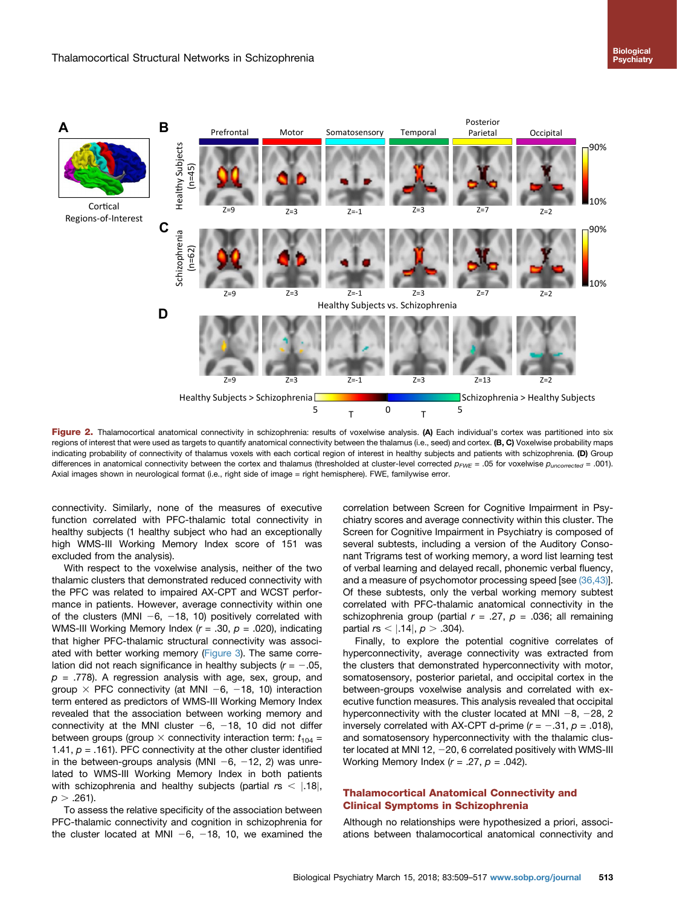Figure 2. Thalamocortical anatomical connectivity in schizophrenia: results of voxelwise analysis. **(A)** Each individual's cortex was partitioned into six regions of interest that were used as targets to quantify anatomical connectivity between the thalamus (i.e., seed) and cortex. **(B, C)** Voxelwise probability maps indicating probability of connectivity of thalamus voxels with each cortical region of interest in healthy subjects and patients with schizophrenia. **(D)** Group differences in anatomical connectivity between the cortex and thalamus (thresholded at cluster-level corrected $p_{FWE}$ = .05 for voxelwise $p_{uncorrected}$ = .001). Axial images shown in neurological format (i.e., right side of image = right hemisphere). FWE, familywise error.

connectivity. Similarly, none of the measures of executive function correlated with PFC-thalamic total connectivity in healthy subjects (1 healthy subject who had an exceptionally high WMS-III Working Memory Index score of 151 was excluded from the analysis).

With respect to the voxelwise analysis, neither of the two thalamic clusters that demonstrated reduced connectivity with the PFC was related to impaired AX-CPT and WCST performance in patients. However, average connectivity within one of the clusters (MNI −6, −18, 10) positively correlated with WMS-III Working Memory Index ($r$ = .30, $p$ = .020), indicating that higher PFC-thalamic structural connectivity was associated with better working memory (Figure 3). The same correlation did not reach significance in healthy subjects ($r$ = −.05, $p$ = .778). A regression analysis with age, sex, group, and group × PFC connectivity (at MNI −6, −18, 10) interaction term entered as predictors of WMS-III Working Memory Index revealed that the association between working memory and connectivity at the MNI cluster −6, −18, 10 did not differ between groups (group × connectivity interaction term: $t_{104}$ = 1.41, $p$ = .161). PFC connectivity at the other cluster identified in the between-groups analysis (MNI −6, −12, 2) was unrelated to WMS-III Working Memory Index in both patients with schizophrenia and healthy subjects (partial $rs$ < |.18|, $p$ > .261).

To assess the relative specificity of the association between PFC-thalamic connectivity and cognition in schizophrenia for the cluster located at MNI −6, −18, 10, we examined the correlation between Screen for Cognitive Impairment in Psychiatry scores and average connectivity within this cluster. The Screen for Cognitive Impairment in Psychiatry is composed of several subtests, including a version of the Auditory Consonant Trigrams test of working memory, a word list learning test of verbal learning and delayed recall, phonemic verbal fluency, and a measure of psychomotor processing speed [see (36,43)]. Of these subtests, only the verbal working memory subtest correlated with PFC-thalamic anatomical connectivity in the schizophrenia group (partial $r$ = .27, $p$ = .036; all remaining partial $rs$ < |.14|, $p$ > .304).

Finally, to explore the potential cognitive correlates of hyperconnectivity, average connectivity was extracted from the clusters that demonstrated hyperconnectivity with motor, somatosensory, posterior parietal, and occipital cortex in the between-groups voxelwise analysis and correlated with executive function measures. This analysis revealed that occipital hyperconnectivity with the cluster located at MNI −8, −28, 2 inversely correlated with AX-CPT d-prime ($r$ = −.31, $p$ = .018), and somatosensory hyperconnectivity with the thalamic cluster located at MNI 12, −20, 6 correlated positively with WMS-III Working Memory Index ($r$ = .27, $p$ = .042).

## Thalamocortical Anatomical Connectivity and Clinical Symptoms in Schizophrenia

Although no relationships were hypothesized a priori, associations between thalamocortical anatomical connectivity and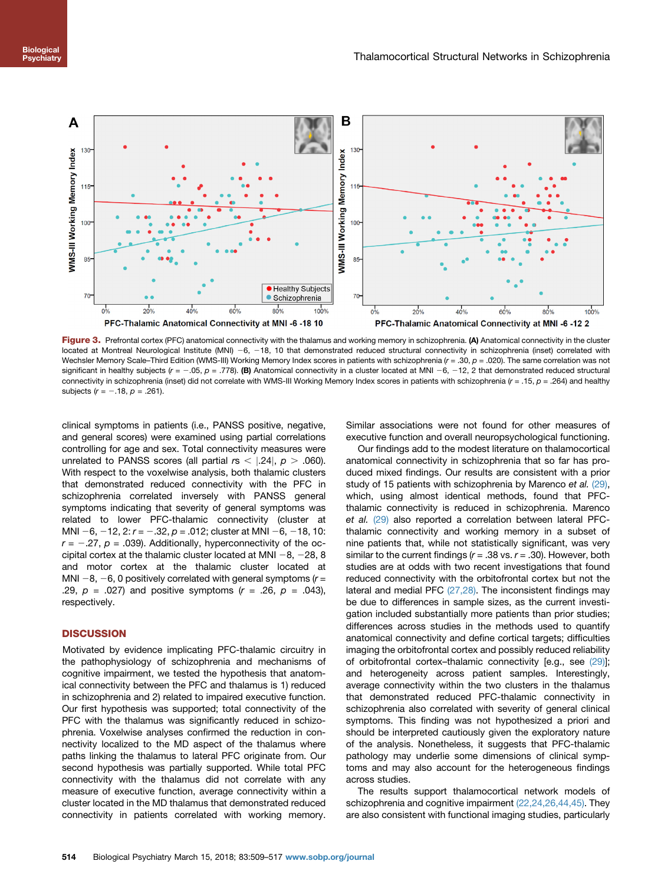**Figure 3.** Prefrontal cortex (PFC) anatomical connectivity with the thalamus and working memory in schizophrenia. **(A)** Anatomical connectivity in the cluster located at Montreal Neurological Institute (MNI) −6, −18, 10 that demonstrated reduced structural connectivity in schizophrenia (inset) correlated with Wechsler Memory Scale–Third Edition (WMS-III) Working Memory Index scores in patients with schizophrenia ($r = .30$, $p = .020$). The same correlation was not significant in healthy subjects ($r = -.05$, $p = .778$). **(B)** Anatomical connectivity in a cluster located at MNI −6, −12, 2 that demonstrated reduced structural connectivity in schizophrenia (inset) did not correlate with WMS-III Working Memory Index scores in patients with schizophrenia ($r = .15$, $p = .264$) and healthy subjects ($r = -.18$, $p = .261$).

clinical symptoms in patients (i.e., PANSS positive, negative, and general scores) were examined using partial correlations controlling for age and sex. Total connectivity measures were unrelated to PANSS scores (all partial $rs < |.24|$, $p > .060$). With respect to the voxelwise analysis, both thalamic clusters that demonstrated reduced connectivity with the PFC in schizophrenia correlated inversely with PANSS general symptoms indicating that severity of general symptoms was related to lower PFC-thalamic connectivity (cluster at MNI −6, −12, 2: $r = -.32$, $p = .012$; cluster at MNI −6, −18, 10: $r = -.27$, $p = .039$). Additionally, hyperconnectivity of the occipital cortex at the thalamic cluster located at MNI −8, −28, 8 and motor cortex at the thalamic cluster located at MNI −8, −6, 0 positively correlated with general symptoms ($r = .29$, $p = .027$) and positive symptoms ($r = .26$, $p = .043$), respectively.

## DISCUSSION

Motivated by evidence implicating PFC-thalamic circuitry in the pathophysiology of schizophrenia and mechanisms of cognitive impairment, we tested the hypothesis that anatomical connectivity between the PFC and thalamus is 1) reduced in schizophrenia and 2) related to impaired executive function. Our first hypothesis was supported; total connectivity of the PFC with the thalamus was significantly reduced in schizophrenia. Voxelwise analyses confirmed the reduction in connectivity localized to the MD aspect of the thalamus where paths linking the thalamus to lateral PFC originate from. Our second hypothesis was partially supported. While total PFC connectivity with the thalamus did not correlate with any measure of executive function, average connectivity within a cluster located in the MD thalamus that demonstrated reduced connectivity in patients correlated with working memory. Similar associations were not found for other measures of executive function and overall neuropsychological functioning.

Our findings add to the modest literature on thalamocortical anatomical connectivity in schizophrenia that so far has produced mixed findings. Our results are consistent with a prior study of 15 patients with schizophrenia by Marenco *et al.* (29), which, using almost identical methods, found that PFC-thalamic connectivity is reduced in schizophrenia. Marenco *et al.* (29) also reported a correlation between lateral PFC-thalamic connectivity and working memory in a subset of nine patients that, while not statistically significant, was very similar to the current findings ($r = .38$ vs. $r = .30$). However, both studies are at odds with two recent investigations that found reduced connectivity with the orbitofrontal cortex but not the lateral and medial PFC (27,28). The inconsistent findings may be due to differences in sample sizes, as the current investigation included substantially more patients than prior studies; differences across studies in the methods used to quantify anatomical connectivity and define cortical targets; difficulties imaging the orbitofrontal cortex and possibly reduced reliability of orbitofrontal cortex–thalamic connectivity [e.g., see (29)]; and heterogeneity across patient samples. Interestingly, average connectivity within the two clusters in the thalamus that demonstrated reduced PFC-thalamic connectivity in schizophrenia also correlated with severity of general clinical symptoms. This finding was not hypothesized a priori and should be interpreted cautiously given the exploratory nature of the analysis. Nonetheless, it suggests that PFC-thalamic pathology may underlie some dimensions of clinical symptoms and may also account for the heterogeneous findings across studies.

The results support thalamocortical network models of schizophrenia and cognitive impairment (22,24,26,44,45). They are also consistent with functional imaging studies, particularly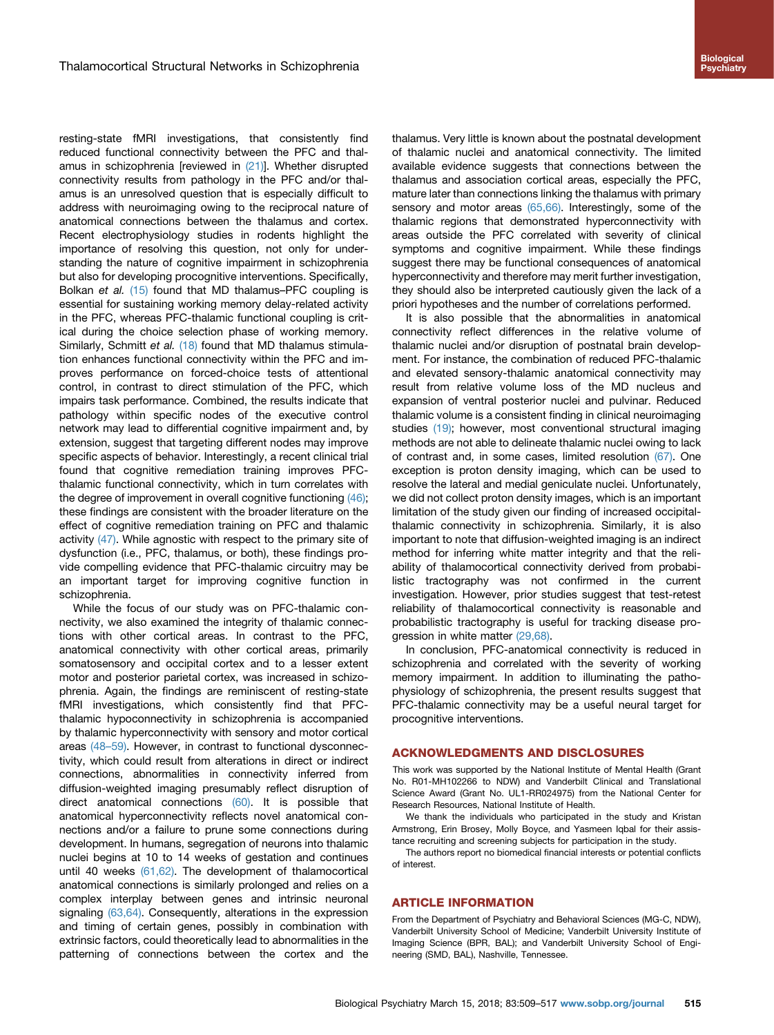resting-state fMRI investigations, that consistently find reduced functional connectivity between the PFC and thalamus in schizophrenia [reviewed in (21)]. Whether disrupted connectivity results from pathology in the PFC and/or thalamus is an unresolved question that is especially difficult to address with neuroimaging owing to the reciprocal nature of anatomical connections between the thalamus and cortex. Recent electrophysiology studies in rodents highlight the importance of resolving this question, not only for understanding the nature of cognitive impairment in schizophrenia but also for developing procognitive interventions. Specifically, Bolkan *et al.* (15) found that MD thalamus–PFC coupling is essential for sustaining working memory delay-related activity in the PFC, whereas PFC-thalamic functional coupling is critical during the choice selection phase of working memory. Similarly, Schmitt *et al.* (18) found that MD thalamus stimulation enhances functional connectivity within the PFC and improves performance on forced-choice tests of attentional control, in contrast to direct stimulation of the PFC, which impairs task performance. Combined, the results indicate that pathology within specific nodes of the executive control network may lead to differential cognitive impairment and, by extension, suggest that targeting different nodes may improve specific aspects of behavior. Interestingly, a recent clinical trial found that cognitive remediation training improves PFC-thalamic functional connectivity, which in turn correlates with the degree of improvement in overall cognitive functioning (46); these findings are consistent with the broader literature on the effect of cognitive remediation training on PFC and thalamic activity (47). While agnostic with respect to the primary site of dysfunction (i.e., PFC, thalamus, or both), these findings provide compelling evidence that PFC-thalamic circuitry may be an important target for improving cognitive function in schizophrenia.

While the focus of our study was on PFC-thalamic connectivity, we also examined the integrity of thalamic connections with other cortical areas. In contrast to the PFC, anatomical connectivity with other cortical areas, primarily somatosensory and occipital cortex and to a lesser extent motor and posterior parietal cortex, was increased in schizophrenia. Again, the findings are reminiscent of resting-state fMRI investigations, which consistently find that PFC-thalamic hypoconnectivity in schizophrenia is accompanied by thalamic hyperconnectivity with sensory and motor cortical areas (48–59). However, in contrast to functional dysconnectivity, which could result from alterations in direct or indirect connections, abnormalities in connectivity inferred from diffusion-weighted imaging presumably reflect disruption of direct anatomical connections (60). It is possible that anatomical hyperconnectivity reflects novel anatomical connections and/or a failure to prune some connections during development. In humans, segregation of neurons into thalamic nuclei begins at 10 to 14 weeks of gestation and continues until 40 weeks (61,62). The development of thalamocortical anatomical connections is similarly prolonged and relies on a complex interplay between genes and intrinsic neuronal signaling (63,64). Consequently, alterations in the expression and timing of certain genes, possibly in combination with extrinsic factors, could theoretically lead to abnormalities in the patterning of connections between the cortex and the thalamus. Very little is known about the postnatal development of thalamic nuclei and anatomical connectivity. The limited available evidence suggests that connections between the thalamus and association cortical areas, especially the PFC, mature later than connections linking the thalamus with primary sensory and motor areas (65,66). Interestingly, some of the thalamic regions that demonstrated hyperconnectivity with areas outside the PFC correlated with severity of clinical symptoms and cognitive impairment. While these findings suggest there may be functional consequences of anatomical hyperconnectivity and therefore may merit further investigation, they should also be interpreted cautiously given the lack of a priori hypotheses and the number of correlations performed.

It is also possible that the abnormalities in anatomical connectivity reflect differences in the relative volume of thalamic nuclei and/or disruption of postnatal brain development. For instance, the combination of reduced PFC-thalamic and elevated sensory-thalamic anatomical connectivity may result from relative volume loss of the MD nucleus and expansion of ventral posterior nuclei and pulvinar. Reduced thalamic volume is a consistent finding in clinical neuroimaging studies (19); however, most conventional structural imaging methods are not able to delineate thalamic nuclei owing to lack of contrast and, in some cases, limited resolution (67). One exception is proton density imaging, which can be used to resolve the lateral and medial geniculate nuclei. Unfortunately, we did not collect proton density images, which is an important limitation of the study given our finding of increased occipital-thalamic connectivity in schizophrenia. Similarly, it is also important to note that diffusion-weighted imaging is an indirect method for inferring white matter integrity and that the reliability of thalamocortical connectivity derived from probabilistic tractography was not confirmed in the current investigation. However, prior studies suggest that test-retest reliability of thalamocortical connectivity is reasonable and probabilistic tractography is useful for tracking disease progression in white matter (29,68).

In conclusion, PFC-anatomical connectivity is reduced in schizophrenia and correlated with the severity of working memory impairment. In addition to illuminating the pathophysiology of schizophrenia, the present results suggest that PFC-thalamic connectivity may be a useful neural target for procognitive interventions.

## ACKNOWLEDGMENTS AND DISCLOSURES

This work was supported by the National Institute of Mental Health (Grant No. R01-MH102266 to NDW) and Vanderbilt Clinical and Translational Science Award (Grant No. UL1-RR024975) from the National Center for Research Resources, National Institute of Health.

We thank the individuals who participated in the study and Kristan Armstrong, Erin Brosey, Molly Boyce, and Yasmeen Iqbal for their assistance recruiting and screening subjects for participation in the study.

The authors report no biomedical financial interests or potential conflicts of interest.

## ARTICLE INFORMATION

From the Department of Psychiatry and Behavioral Sciences (MG-C, NDW), Vanderbilt University School of Medicine; Vanderbilt University Institute of Imaging Science (BPR, BAL); and Vanderbilt University School of Engineering (SMD, BAL), Nashville, Tennessee.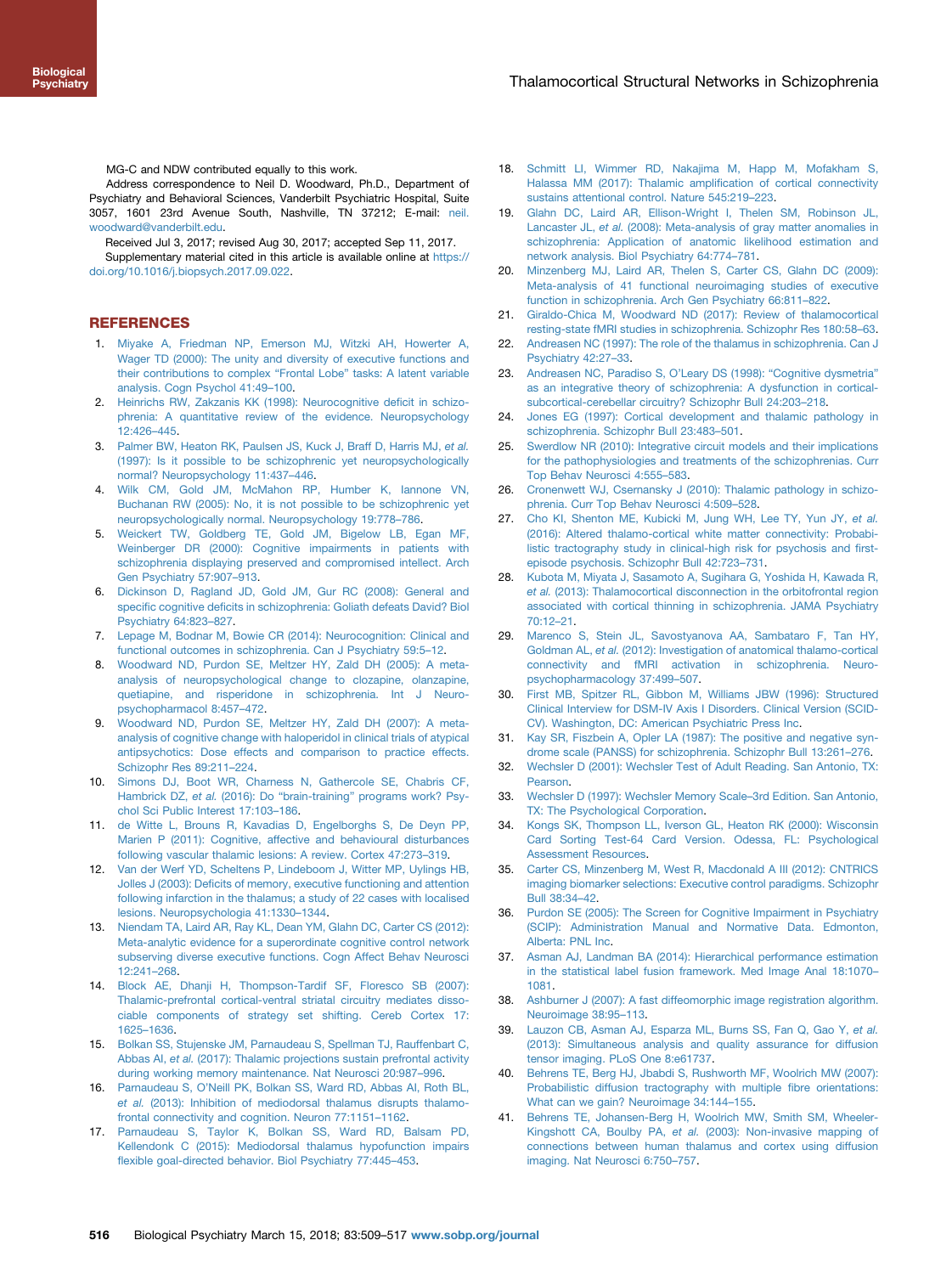MG-C and NDW contributed equally to this work.

Address correspondence to Neil D. Woodward, Ph.D., Department of Psychiatry and Behavioral Sciences, Vanderbilt Psychiatric Hospital, Suite 3057, 1601 23rd Avenue South, Nashville, TN 37212; E-mail: neil.woodward@vanderbilt.edu.

Received Jul 3, 2017; revised Aug 30, 2017; accepted Sep 11, 2017.

Supplementary material cited in this article is available online at https://doi.org/10.1016/j.biopsych.2017.09.022.

## REFERENCES

1. Miyake A, Friedman NP, Emerson MJ, Witzki AH, Howerter A, Wager TD (2000): The unity and diversity of executive functions and their contributions to complex "Frontal Lobe" tasks: A latent variable analysis. Cogn Psychol 41:49–100.
2. Heinrichs RW, Zakzanis KK (1998): Neurocognitive deficit in schizophrenia: A quantitative review of the evidence. Neuropsychology 12:426–445.
3. Palmer BW, Heaton RK, Paulsen JS, Kuck J, Braff D, Harris MJ, *et al.* (1997): Is it possible to be schizophrenic yet neuropsychologically normal? Neuropsychology 11:437–446.
4. Wilk CM, Gold JM, McMahon RP, Humber K, Iannone VN, Buchanan RW (2005): No, it is not possible to be schizophrenic yet neuropsychologically normal. Neuropsychology 19:778–786.
5. Weickert TW, Goldberg TE, Gold JM, Bigelow LB, Egan MF, Weinberger DR (2000): Cognitive impairments in patients with schizophrenia displaying preserved and compromised intellect. Arch Gen Psychiatry 57:907–913.
6. Dickinson D, Ragland JD, Gold JM, Gur RC (2008): General and specific cognitive deficits in schizophrenia: Goliath defeats David? Biol Psychiatry 64:823–827.
7. Lepage M, Bodnar M, Bowie CR (2014): Neurocognition: Clinical and functional outcomes in schizophrenia. Can J Psychiatry 59:5–12.
8. Woodward ND, Purdon SE, Meltzer HY, Zald DH (2005): A meta-analysis of neuropsychological change to clozapine, olanzapine, quetiapine, and risperidone in schizophrenia. Int J Neuropsychopharmacol 8:457–472.
9. Woodward ND, Purdon SE, Meltzer HY, Zald DH (2007): A meta-analysis of cognitive change with haloperidol in clinical trials of atypical antipsychotics: Dose effects and comparison to practice effects. Schizophr Res 89:211–224.
10. Simons DJ, Boot WR, Charness N, Gathercole SE, Chabris CF, Hambrick DZ, *et al.* (2016): Do "brain-training" programs work? Psychol Sci Public Interest 17:103–186.
11. de Witte L, Brouns R, Kavadias D, Engelborghs S, De Deyn PP, Marien P (2011): Cognitive, affective and behavioural disturbances following vascular thalamic lesions: A review. Cortex 47:273–319.
12. Van der Werf YD, Scheltens P, Lindeboom J, Witter MP, Uylings HB, Jolles J (2003): Deficits of memory, executive functioning and attention following infarction in the thalamus; a study of 22 cases with localised lesions. Neuropsychologia 41:1330–1344.
13. Niendam TA, Laird AR, Ray KL, Dean YM, Glahn DC, Carter CS (2012): Meta-analytic evidence for a superordinate cognitive control network subserving diverse executive functions. Cogn Affect Behav Neurosci 12:241–268.
14. Block AE, Dhanji H, Thompson-Tardif SF, Floresco SB (2007): Thalamic-prefrontal cortical-ventral striatal circuitry mediates dissociable components of strategy set shifting. Cereb Cortex 17:1625–1636.
15. Bolkan SS, Stujenske JM, Parnaudeau S, Spellman TJ, Rauffenbart C, Abbas AI, *et al.* (2017): Thalamic projections sustain prefrontal activity during working memory maintenance. Nat Neurosci 20:987–996.
16. Parnaudeau S, O'Neill PK, Bolkan SS, Ward RD, Abbas AI, Roth BL, *et al.* (2013): Inhibition of mediodorsal thalamus disrupts thalamofrontal connectivity and cognition. Neuron 77:1151–1162.
17. Parnaudeau S, Taylor K, Bolkan SS, Ward RD, Balsam PD, Kellendonk C (2015): Mediodorsal thalamus hypofunction impairs flexible goal-directed behavior. Biol Psychiatry 77:445–453.
18. Schmitt LI, Wimmer RD, Nakajima M, Happ M, Mofakham S, Halassa MM (2017): Thalamic amplification of cortical connectivity sustains attentional control. Nature 545:219–223.
19. Glahn DC, Laird AR, Ellison-Wright I, Thelen SM, Robinson JL, Lancaster JL, *et al.* (2008): Meta-analysis of gray matter anomalies in schizophrenia: Application of anatomic likelihood estimation and network analysis. Biol Psychiatry 64:774–781.
20. Minzenberg MJ, Laird AR, Thelen S, Carter CS, Glahn DC (2009): Meta-analysis of 41 functional neuroimaging studies of executive function in schizophrenia. Arch Gen Psychiatry 66:811–822.
21. Giraldo-Chica M, Woodward ND (2017): Review of thalamocortical resting-state fMRI studies in schizophrenia. Schizophr Res 180:58–63.
22. Andreasen NC (1997): The role of the thalamus in schizophrenia. Can J Psychiatry 42:27–33.
23. Andreasen NC, Paradiso S, O'Leary DS (1998): "Cognitive dysmetria" as an integrative theory of schizophrenia: A dysfunction in cortical-subcortical-cerebellar circuitry? Schizophr Bull 24:203–218.
24. Jones EG (1997): Cortical development and thalamic pathology in schizophrenia. Schizophr Bull 23:483–501.
25. Swerdlow NR (2010): Integrative circuit models and their implications for the pathophysiologies and treatments of the schizophrenias. Curr Top Behav Neurosci 4:555–583.
26. Cronenwett WJ, Csernansky J (2010): Thalamic pathology in schizophrenia. Curr Top Behav Neurosci 4:509–528.
27. Cho KI, Shenton ME, Kubicki M, Jung WH, Lee TY, Yun JY, *et al.* (2016): Altered thalamo-cortical white matter connectivity: Probabilistic tractography study in clinical-high risk for psychosis and first-episode psychosis. Schizophr Bull 42:723–731.
28. Kubota M, Miyata J, Sasamoto A, Sugihara G, Yoshida H, Kawada R, *et al.* (2013): Thalamocortical disconnection in the orbitofrontal region associated with cortical thinning in schizophrenia. JAMA Psychiatry 70:12–21.
29. Marenco S, Stein JL, Savostyanova AA, Sambataro F, Tan HY, Goldman AL, *et al.* (2012): Investigation of anatomical thalamo-cortical connectivity and fMRI activation in schizophrenia. Neuropsychopharmacology 37:499–507.
30. First MB, Spitzer RL, Gibbon M, Williams JBW (1996): Structured Clinical Interview for DSM-IV Axis I Disorders. Clinical Version (SCID-CV). Washington, DC: American Psychiatric Press Inc.
31. Kay SR, Fiszbein A, Opler LA (1987): The positive and negative syndrome scale (PANSS) for schizophrenia. Schizophr Bull 13:261–276.
32. Wechsler D (2001): Wechsler Test of Adult Reading. San Antonio, TX: Pearson.
33. Wechsler D (1997): Wechsler Memory Scale–3rd Edition. San Antonio, TX: The Psychological Corporation.
34. Kongs SK, Thompson LL, Iverson GL, Heaton RK (2000): Wisconsin Card Sorting Test-64 Card Version. Odessa, FL: Psychological Assessment Resources.
35. Carter CS, Minzenberg M, West R, Macdonald A III (2012): CNTRICS imaging biomarker selections: Executive control paradigms. Schizophr Bull 38:34–42.
36. Purdon SE (2005): The Screen for Cognitive Impairment in Psychiatry (SCIP): Administration Manual and Normative Data. Edmonton, Alberta: PNL Inc.
37. Asman AJ, Landman BA (2014): Hierarchical performance estimation in the statistical label fusion framework. Med Image Anal 18:1070–1081.
38. Ashburner J (2007): A fast diffeomorphic image registration algorithm. Neuroimage 38:95–113.
39. Lauzon CB, Asman AJ, Esparza ML, Burns SS, Fan Q, Gao Y, *et al.* (2013): Simultaneous analysis and quality assurance for diffusion tensor imaging. PLoS One 8:e61737.
40. Behrens TE, Berg HJ, Jbabdi S, Rushworth MF, Woolrich MW (2007): Probabilistic diffusion tractography with multiple fibre orientations: What can we gain? Neuroimage 34:144–155.
41. Behrens TE, Johansen-Berg H, Woolrich MW, Smith SM, Wheeler-Kingshott CA, Boulby PA, *et al.* (2003): Non-invasive mapping of connections between human thalamus and cortex using diffusion imaging. Nat Neurosci 6:750–757.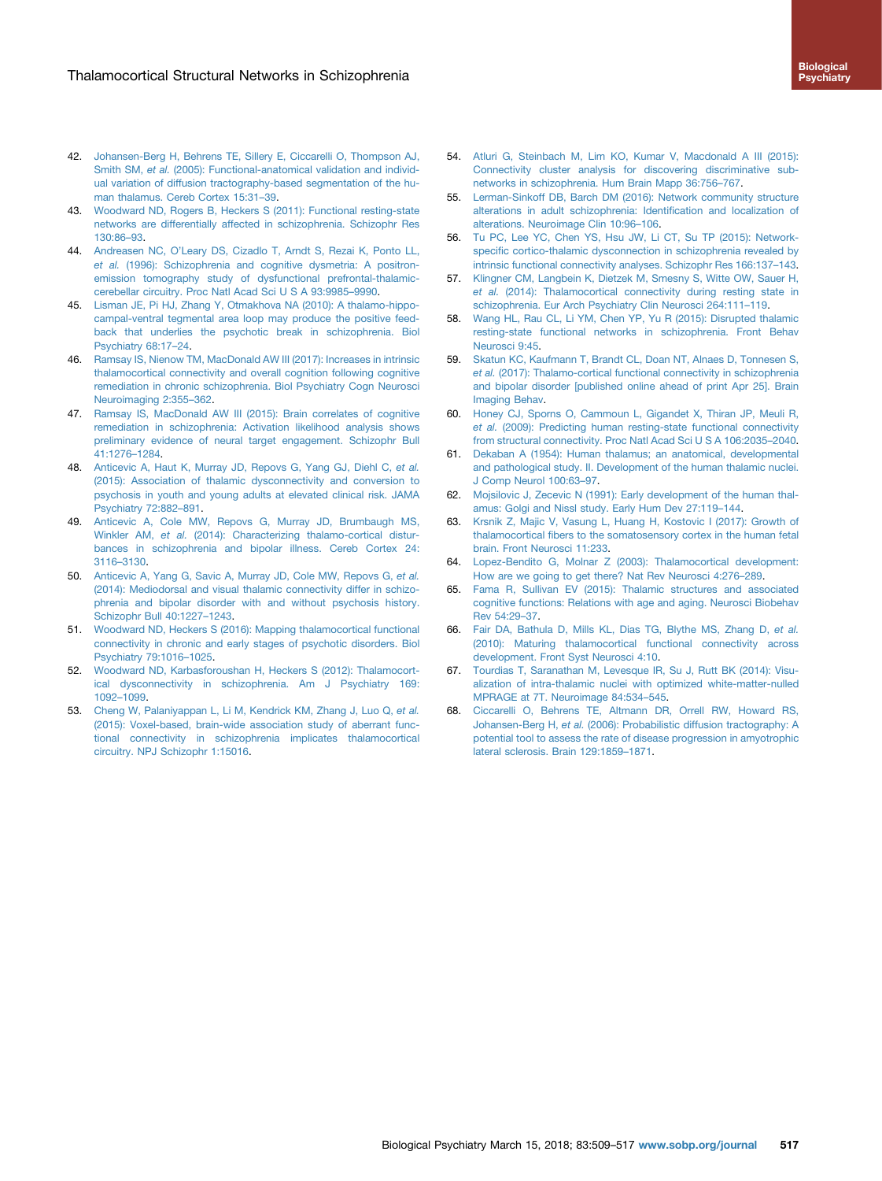42. Johansen-Berg H, Behrens TE, Sillery E, Ciccarelli O, Thompson AJ, Smith SM, *et al.* (2005): Functional-anatomical validation and individual variation of diffusion tractography-based segmentation of the human thalamus. Cereb Cortex 15:31–39.
43. Woodward ND, Rogers B, Heckers S (2011): Functional resting-state networks are differentially affected in schizophrenia. Schizophr Res 130:86–93.
44. Andreasen NC, O'Leary DS, Cizadlo T, Arndt S, Rezai K, Ponto LL, *et al.* (1996): Schizophrenia and cognitive dysmetria: A positron-emission tomography study of dysfunctional prefrontal-thalamic-cerebellar circuitry. Proc Natl Acad Sci U S A 93:9985–9990.
45. Lisman JE, Pi HJ, Zhang Y, Otmakhova NA (2010): A thalamo-hippocampal-ventral tegmental area loop may produce the positive feedback that underlies the psychotic break in schizophrenia. Biol Psychiatry 68:17–24.
46. Ramsay IS, Nienow TM, MacDonald AW III (2017): Increases in intrinsic thalamocortical connectivity and overall cognition following cognitive remediation in chronic schizophrenia. Biol Psychiatry Cogn Neurosci Neuroimaging 2:355–362.
47. Ramsay IS, MacDonald AW III (2015): Brain correlates of cognitive remediation in schizophrenia: Activation likelihood analysis shows preliminary evidence of neural target engagement. Schizophr Bull 41:1276–1284.
48. Anticevic A, Haut K, Murray JD, Repovs G, Yang GJ, Diehl C, *et al.* (2015): Association of thalamic dysconnectivity and conversion to psychosis in youth and young adults at elevated clinical risk. JAMA Psychiatry 72:882–891.
49. Anticevic A, Cole MW, Repovs G, Murray JD, Brumbaugh MS, Winkler AM, *et al.* (2014): Characterizing thalamo-cortical disturbances in schizophrenia and bipolar illness. Cereb Cortex 24: 3116–3130.
50. Anticevic A, Yang G, Savic A, Murray JD, Cole MW, Repovs G, *et al.* (2014): Mediodorsal and visual thalamic connectivity differ in schizophrenia and bipolar disorder with and without psychosis history. Schizophr Bull 40:1227–1243.
51. Woodward ND, Heckers S (2016): Mapping thalamocortical functional connectivity in chronic and early stages of psychotic disorders. Biol Psychiatry 79:1016–1025.
52. Woodward ND, Karbasforoushan H, Heckers S (2012): Thalamocortical dysconnectivity in schizophrenia. Am J Psychiatry 169: 1092–1099.
53. Cheng W, Palaniyappan L, Li M, Kendrick KM, Zhang J, Luo Q, *et al.* (2015): Voxel-based, brain-wide association study of aberrant functional connectivity in schizophrenia implicates thalamocortical circuitry. NPJ Schizophr 1:15016.
54. Atluri G, Steinbach M, Lim KO, Kumar V, Macdonald A III (2015): Connectivity cluster analysis for discovering discriminative subnetworks in schizophrenia. Hum Brain Mapp 36:756–767.
55. Lerman-Sinkoff DB, Barch DM (2016): Network community structure alterations in adult schizophrenia: Identification and localization of alterations. Neuroimage Clin 10:96–106.
56. Tu PC, Lee YC, Chen YS, Hsu JW, Li CT, Su TP (2015): Network-specific cortico-thalamic dysconnection in schizophrenia revealed by intrinsic functional connectivity analyses. Schizophr Res 166:137–143.
57. Klingner CM, Langbein K, Dietzek M, Smesny S, Witte OW, Sauer H, *et al.* (2014): Thalamocortical connectivity during resting state in schizophrenia. Eur Arch Psychiatry Clin Neurosci 264:111–119.
58. Wang HL, Rau CL, Li YM, Chen YP, Yu R (2015): Disrupted thalamic resting-state functional networks in schizophrenia. Front Behav Neurosci 9:45.
59. Skatun KC, Kaufmann T, Brandt CL, Doan NT, Alnaes D, Tonnesen S, *et al.* (2017): Thalamo-cortical functional connectivity in schizophrenia and bipolar disorder [published online ahead of print Apr 25]. Brain Imaging Behav.
60. Honey CJ, Sporns O, Cammoun L, Gigandet X, Thiran JP, Meuli R, *et al.* (2009): Predicting human resting-state functional connectivity from structural connectivity. Proc Natl Acad Sci U S A 106:2035–2040.
61. Dekaban A (1954): Human thalamus; an anatomical, developmental and pathological study. II. Development of the human thalamic nuclei. J Comp Neurol 100:63–97.
62. Mojsilovic J, Zecevic N (1991): Early development of the human thalamus: Golgi and Nissl study. Early Hum Dev 27:119–144.
63. Krsnik Z, Majic V, Vasung L, Huang H, Kostovic I (2017): Growth of thalamocortical fibers to the somatosensory cortex in the human fetal brain. Front Neurosci 11:233.
64. Lopez-Bendito G, Molnar Z (2003): Thalamocortical development: How are we going to get there? Nat Rev Neurosci 4:276–289.
65. Fama R, Sullivan EV (2015): Thalamic structures and associated cognitive functions: Relations with age and aging. Neurosci Biobehav Rev 54:29–37.
66. Fair DA, Bathula D, Mills KL, Dias TG, Blythe MS, Zhang D, *et al.* (2010): Maturing thalamocortical functional connectivity across development. Front Syst Neurosci 4:10.
67. Tourdias T, Saranathan M, Levesque IR, Su J, Rutt BK (2014): Visualization of intra-thalamic nuclei with optimized white-matter-nulled MPRAGE at 7T. Neuroimage 84:534–545.
68. Ciccarelli O, Behrens TE, Altmann DR, Orrell RW, Howard RS, Johansen-Berg H, *et al.* (2006): Probabilistic diffusion tractography: A potential tool to assess the rate of disease progression in amyotrophic lateral sclerosis. Brain 129:1859–1871.